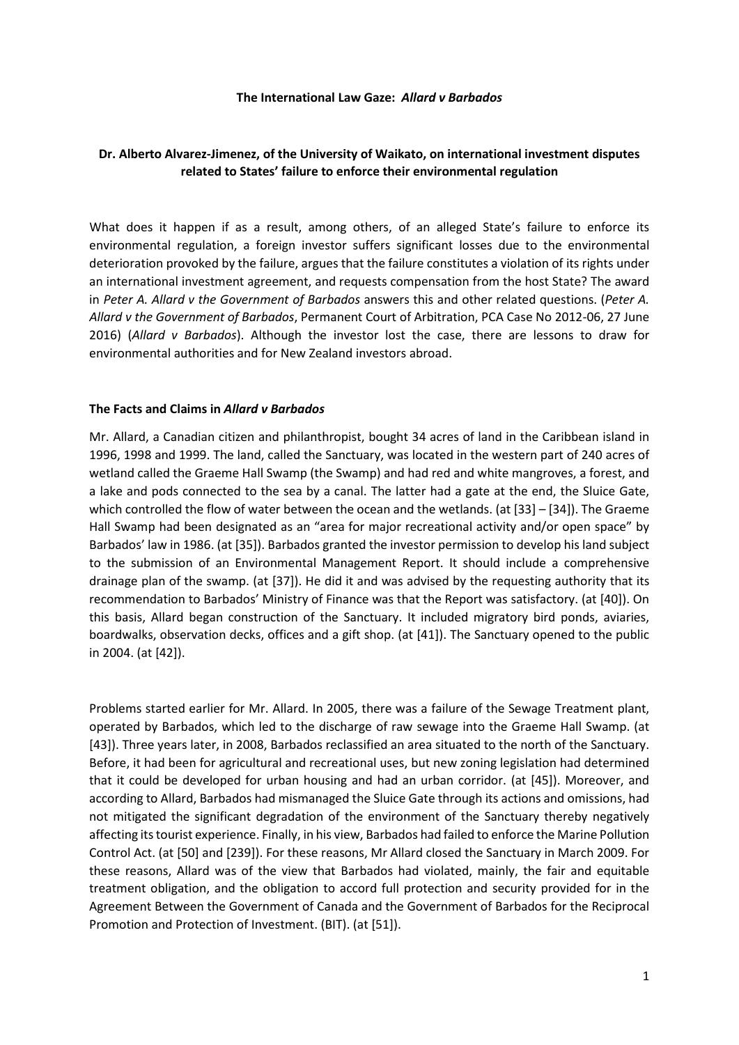**The International Law Gaze: *Allard v Barbados***

**Dr. Alberto Alvarez-Jimenez, of the University of Waikato, on international investment disputes related to States' failure to enforce their environmental regulation**

What does it happen if as a result, among others, of an alleged State's failure to enforce its environmental regulation, a foreign investor suffers significant losses due to the environmental deterioration provoked by the failure, argues that the failure constitutes a violation of its rights under an international investment agreement, and requests compensation from the host State? The award in *Peter A. Allard v the Government of Barbados* answers this and other related questions. (*Peter A. Allard v the Government of Barbados*, Permanent Court of Arbitration, PCA Case No 2012-06, 27 June 2016) (*Allard v Barbados*). Although the investor lost the case, there are lessons to draw for environmental authorities and for New Zealand investors abroad.

**The Facts and Claims in *Allard v Barbados***

Mr. Allard, a Canadian citizen and philanthropist, bought 34 acres of land in the Caribbean island in 1996, 1998 and 1999. The land, called the Sanctuary, was located in the western part of 240 acres of wetland called the Graeme Hall Swamp (the Swamp) and had red and white mangroves, a forest, and a lake and pods connected to the sea by a canal. The latter had a gate at the end, the Sluice Gate, which controlled the flow of water between the ocean and the wetlands. (at [33] – [34]). The Graeme Hall Swamp had been designated as an "area for major recreational activity and/or open space" by Barbados' law in 1986. (at [35]). Barbados granted the investor permission to develop his land subject to the submission of an Environmental Management Report. It should include a comprehensive drainage plan of the swamp. (at [37]). He did it and was advised by the requesting authority that its recommendation to Barbados' Ministry of Finance was that the Report was satisfactory. (at [40]). On this basis, Allard began construction of the Sanctuary. It included migratory bird ponds, aviaries, boardwalks, observation decks, offices and a gift shop. (at [41]). The Sanctuary opened to the public in 2004. (at [42]).

Problems started earlier for Mr. Allard. In 2005, there was a failure of the Sewage Treatment plant, operated by Barbados, which led to the discharge of raw sewage into the Graeme Hall Swamp. (at [43]). Three years later, in 2008, Barbados reclassified an area situated to the north of the Sanctuary. Before, it had been for agricultural and recreational uses, but new zoning legislation had determined that it could be developed for urban housing and had an urban corridor. (at [45]). Moreover, and according to Allard, Barbados had mismanaged the Sluice Gate through its actions and omissions, had not mitigated the significant degradation of the environment of the Sanctuary thereby negatively affecting its tourist experience. Finally, in his view, Barbados had failed to enforce the Marine Pollution Control Act. (at [50] and [239]). For these reasons, Mr Allard closed the Sanctuary in March 2009. For these reasons, Allard was of the view that Barbados had violated, mainly, the fair and equitable treatment obligation, and the obligation to accord full protection and security provided for in the Agreement Between the Government of Canada and the Government of Barbados for the Reciprocal Promotion and Protection of Investment. (BIT). (at [51]).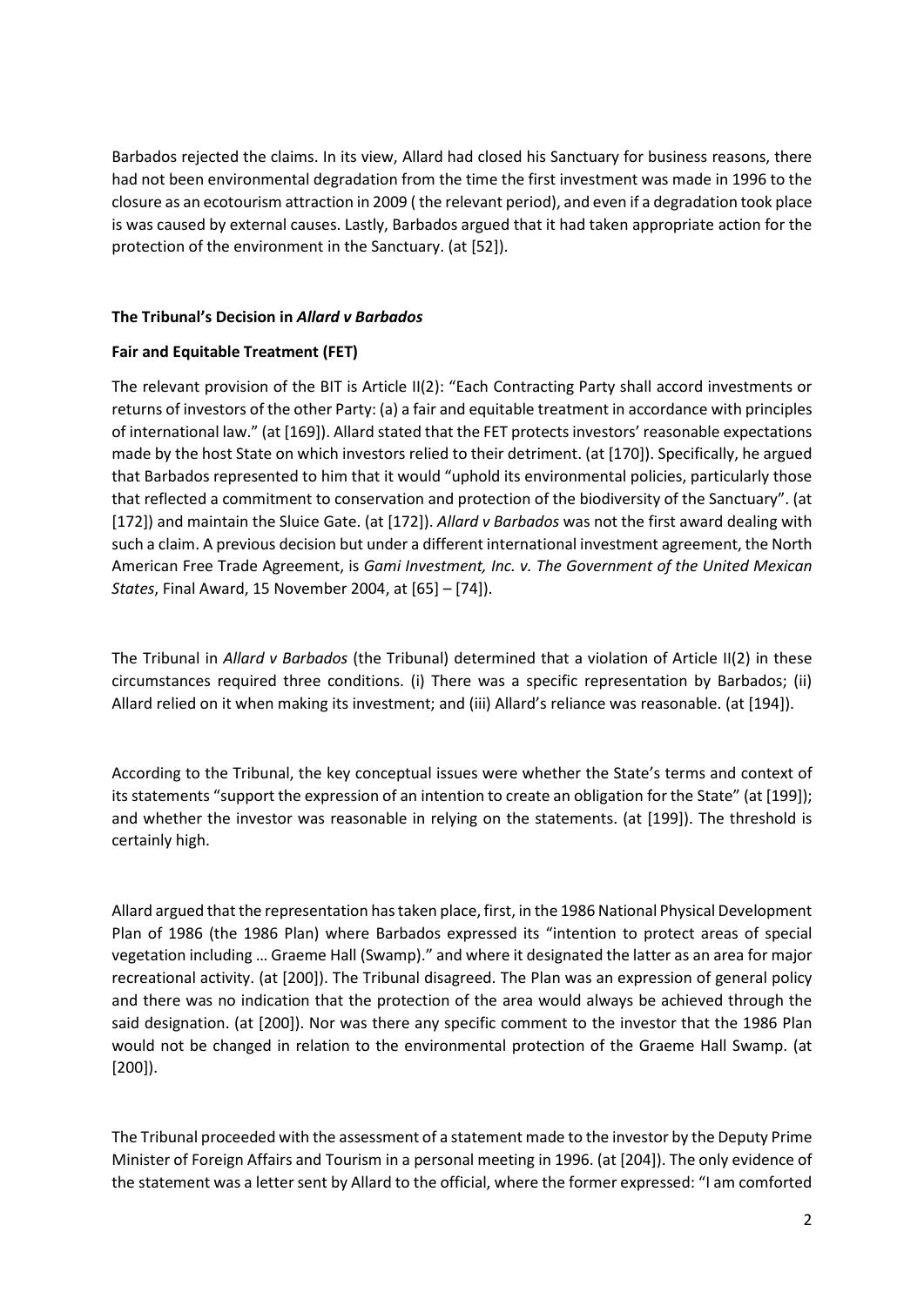Barbados rejected the claims. In its view, Allard had closed his Sanctuary for business reasons, there had not been environmental degradation from the time the first investment was made in 1996 to the closure as an ecotourism attraction in 2009 ( the relevant period), and even if a degradation took place is was caused by external causes. Lastly, Barbados argued that it had taken appropriate action for the protection of the environment in the Sanctuary. (at [52]).

**The Tribunal's Decision in *Allard v Barbados***

**Fair and Equitable Treatment (FET)**

The relevant provision of the BIT is Article II(2): "Each Contracting Party shall accord investments or returns of investors of the other Party: (a) a fair and equitable treatment in accordance with principles of international law." (at [169]). Allard stated that the FET protects investors' reasonable expectations made by the host State on which investors relied to their detriment. (at [170]). Specifically, he argued that Barbados represented to him that it would "uphold its environmental policies, particularly those that reflected a commitment to conservation and protection of the biodiversity of the Sanctuary". (at [172]) and maintain the Sluice Gate. (at [172]). *Allard v Barbados* was not the first award dealing with such a claim. A previous decision but under a different international investment agreement, the North American Free Trade Agreement, is *Gami Investment, Inc. v. The Government of the United Mexican States*, Final Award, 15 November 2004, at [65] – [74]).

The Tribunal in *Allard v Barbados* (the Tribunal) determined that a violation of Article II(2) in these circumstances required three conditions. (i) There was a specific representation by Barbados; (ii) Allard relied on it when making its investment; and (iii) Allard's reliance was reasonable. (at [194]).

According to the Tribunal, the key conceptual issues were whether the State's terms and context of its statements "support the expression of an intention to create an obligation for the State" (at [199]); and whether the investor was reasonable in relying on the statements. (at [199]). The threshold is certainly high.

Allard argued that the representation has taken place, first, in the 1986 National Physical Development Plan of 1986 (the 1986 Plan) where Barbados expressed its "intention to protect areas of special vegetation including … Graeme Hall (Swamp)." and where it designated the latter as an area for major recreational activity. (at [200]). The Tribunal disagreed. The Plan was an expression of general policy and there was no indication that the protection of the area would always be achieved through the said designation. (at [200]). Nor was there any specific comment to the investor that the 1986 Plan would not be changed in relation to the environmental protection of the Graeme Hall Swamp. (at [200]).

The Tribunal proceeded with the assessment of a statement made to the investor by the Deputy Prime Minister of Foreign Affairs and Tourism in a personal meeting in 1996. (at [204]). The only evidence of the statement was a letter sent by Allard to the official, where the former expressed: "I am comforted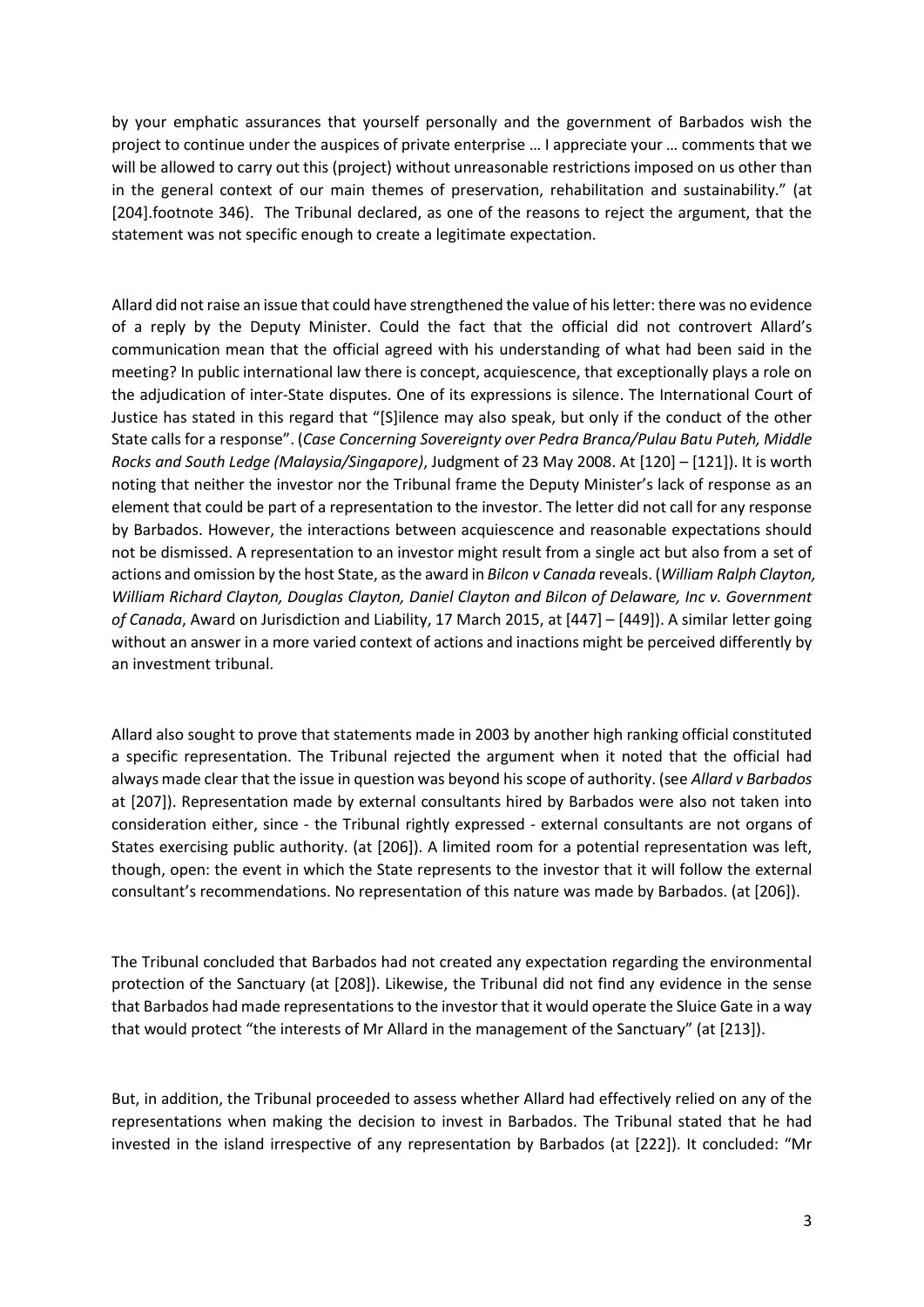by your emphatic assurances that yourself personally and the government of Barbados wish the project to continue under the auspices of private enterprise … I appreciate your … comments that we will be allowed to carry out this (project) without unreasonable restrictions imposed on us other than in the general context of our main themes of preservation, rehabilitation and sustainability." (at [204].footnote 346). The Tribunal declared, as one of the reasons to reject the argument, that the statement was not specific enough to create a legitimate expectation.

Allard did not raise an issue that could have strengthened the value of his letter: there was no evidence of a reply by the Deputy Minister. Could the fact that the official did not controvert Allard's communication mean that the official agreed with his understanding of what had been said in the meeting? In public international law there is concept, acquiescence, that exceptionally plays a role on the adjudication of inter-State disputes. One of its expressions is silence. The International Court of Justice has stated in this regard that "[S]ilence may also speak, but only if the conduct of the other State calls for a response". (*Case Concerning Sovereignty over Pedra Branca/Pulau Batu Puteh, Middle Rocks and South Ledge (Malaysia/Singapore)*, Judgment of 23 May 2008. At [120] – [121]). It is worth noting that neither the investor nor the Tribunal frame the Deputy Minister's lack of response as an element that could be part of a representation to the investor. The letter did not call for any response by Barbados. However, the interactions between acquiescence and reasonable expectations should not be dismissed. A representation to an investor might result from a single act but also from a set of actions and omission by the host State, as the award in *Bilcon v Canada* reveals. (*William Ralph Clayton, William Richard Clayton, Douglas Clayton, Daniel Clayton and Bilcon of Delaware, Inc v. Government of Canada*, Award on Jurisdiction and Liability, 17 March 2015, at [447] – [449]). A similar letter going without an answer in a more varied context of actions and inactions might be perceived differently by an investment tribunal.

Allard also sought to prove that statements made in 2003 by another high ranking official constituted a specific representation. The Tribunal rejected the argument when it noted that the official had always made clear that the issue in question was beyond his scope of authority. (see *Allard v Barbados* at [207]). Representation made by external consultants hired by Barbados were also not taken into consideration either, since - the Tribunal rightly expressed - external consultants are not organs of States exercising public authority. (at [206]). A limited room for a potential representation was left, though, open: the event in which the State represents to the investor that it will follow the external consultant's recommendations. No representation of this nature was made by Barbados. (at [206]).

The Tribunal concluded that Barbados had not created any expectation regarding the environmental protection of the Sanctuary (at [208]). Likewise, the Tribunal did not find any evidence in the sense that Barbados had made representations to the investor that it would operate the Sluice Gate in a way that would protect "the interests of Mr Allard in the management of the Sanctuary" (at [213]).

But, in addition, the Tribunal proceeded to assess whether Allard had effectively relied on any of the representations when making the decision to invest in Barbados. The Tribunal stated that he had invested in the island irrespective of any representation by Barbados (at [222]). It concluded: "Mr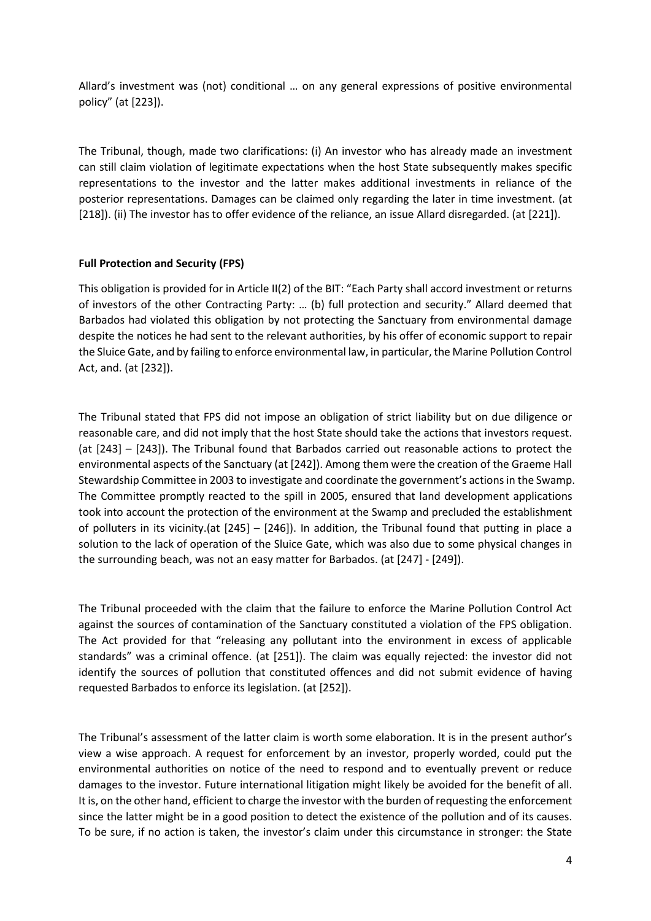Allard's investment was (not) conditional … on any general expressions of positive environmental policy" (at [223]).

The Tribunal, though, made two clarifications: (i) An investor who has already made an investment can still claim violation of legitimate expectations when the host State subsequently makes specific representations to the investor and the latter makes additional investments in reliance of the posterior representations. Damages can be claimed only regarding the later in time investment. (at [218]). (ii) The investor has to offer evidence of the reliance, an issue Allard disregarded. (at [221]).

**Full Protection and Security (FPS)**

This obligation is provided for in Article II(2) of the BIT: "Each Party shall accord investment or returns of investors of the other Contracting Party: … (b) full protection and security." Allard deemed that Barbados had violated this obligation by not protecting the Sanctuary from environmental damage despite the notices he had sent to the relevant authorities, by his offer of economic support to repair the Sluice Gate, and by failing to enforce environmental law, in particular, the Marine Pollution Control Act, and. (at [232]).

The Tribunal stated that FPS did not impose an obligation of strict liability but on due diligence or reasonable care, and did not imply that the host State should take the actions that investors request. (at [243] – [243]). The Tribunal found that Barbados carried out reasonable actions to protect the environmental aspects of the Sanctuary (at [242]). Among them were the creation of the Graeme Hall Stewardship Committee in 2003 to investigate and coordinate the government's actions in the Swamp. The Committee promptly reacted to the spill in 2005, ensured that land development applications took into account the protection of the environment at the Swamp and precluded the establishment of polluters in its vicinity.(at [245] – [246]). In addition, the Tribunal found that putting in place a solution to the lack of operation of the Sluice Gate, which was also due to some physical changes in the surrounding beach, was not an easy matter for Barbados. (at [247] - [249]).

The Tribunal proceeded with the claim that the failure to enforce the Marine Pollution Control Act against the sources of contamination of the Sanctuary constituted a violation of the FPS obligation. The Act provided for that "releasing any pollutant into the environment in excess of applicable standards" was a criminal offence. (at [251]). The claim was equally rejected: the investor did not identify the sources of pollution that constituted offences and did not submit evidence of having requested Barbados to enforce its legislation. (at [252]).

The Tribunal's assessment of the latter claim is worth some elaboration. It is in the present author's view a wise approach. A request for enforcement by an investor, properly worded, could put the environmental authorities on notice of the need to respond and to eventually prevent or reduce damages to the investor. Future international litigation might likely be avoided for the benefit of all. It is, on the other hand, efficient to charge the investor with the burden of requesting the enforcement since the latter might be in a good position to detect the existence of the pollution and of its causes. To be sure, if no action is taken, the investor's claim under this circumstance in stronger: the State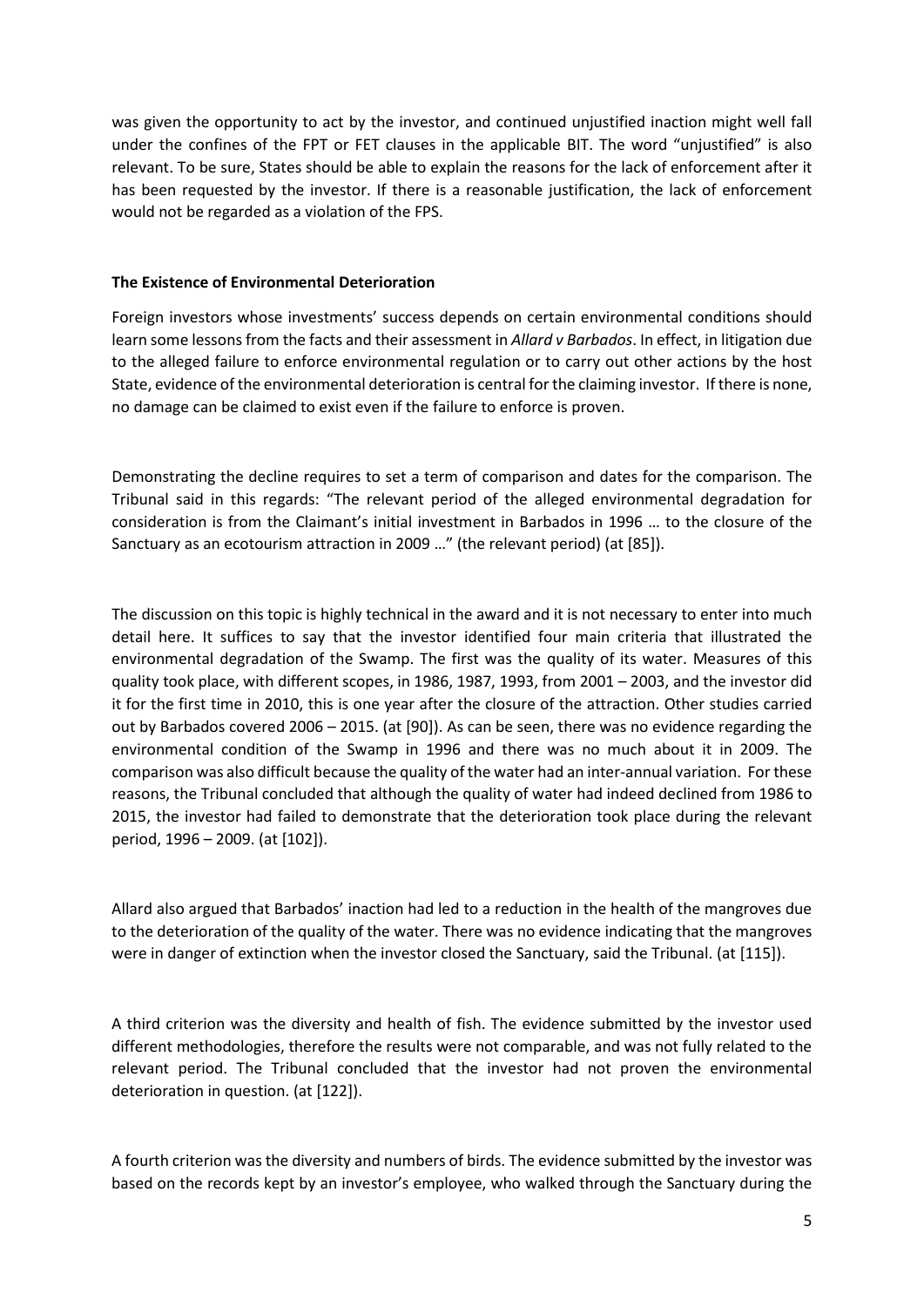was given the opportunity to act by the investor, and continued unjustified inaction might well fall under the confines of the FPT or FET clauses in the applicable BIT. The word "unjustified" is also relevant. To be sure, States should be able to explain the reasons for the lack of enforcement after it has been requested by the investor. If there is a reasonable justification, the lack of enforcement would not be regarded as a violation of the FPS.

**The Existence of Environmental Deterioration**

Foreign investors whose investments' success depends on certain environmental conditions should learn some lessons from the facts and their assessment in *Allard v Barbados*. In effect, in litigation due to the alleged failure to enforce environmental regulation or to carry out other actions by the host State, evidence of the environmental deterioration is central for the claiming investor. If there is none, no damage can be claimed to exist even if the failure to enforce is proven.

Demonstrating the decline requires to set a term of comparison and dates for the comparison. The Tribunal said in this regards: "The relevant period of the alleged environmental degradation for consideration is from the Claimant's initial investment in Barbados in 1996 … to the closure of the Sanctuary as an ecotourism attraction in 2009 …" (the relevant period) (at [85]).

The discussion on this topic is highly technical in the award and it is not necessary to enter into much detail here. It suffices to say that the investor identified four main criteria that illustrated the environmental degradation of the Swamp. The first was the quality of its water. Measures of this quality took place, with different scopes, in 1986, 1987, 1993, from 2001 – 2003, and the investor did it for the first time in 2010, this is one year after the closure of the attraction. Other studies carried out by Barbados covered 2006 – 2015. (at [90]). As can be seen, there was no evidence regarding the environmental condition of the Swamp in 1996 and there was no much about it in 2009. The comparison was also difficult because the quality of the water had an inter-annual variation. For these reasons, the Tribunal concluded that although the quality of water had indeed declined from 1986 to 2015, the investor had failed to demonstrate that the deterioration took place during the relevant period, 1996 – 2009. (at [102]).

Allard also argued that Barbados' inaction had led to a reduction in the health of the mangroves due to the deterioration of the quality of the water. There was no evidence indicating that the mangroves were in danger of extinction when the investor closed the Sanctuary, said the Tribunal. (at [115]).

A third criterion was the diversity and health of fish. The evidence submitted by the investor used different methodologies, therefore the results were not comparable, and was not fully related to the relevant period. The Tribunal concluded that the investor had not proven the environmental deterioration in question. (at [122]).

A fourth criterion was the diversity and numbers of birds. The evidence submitted by the investor was based on the records kept by an investor's employee, who walked through the Sanctuary during the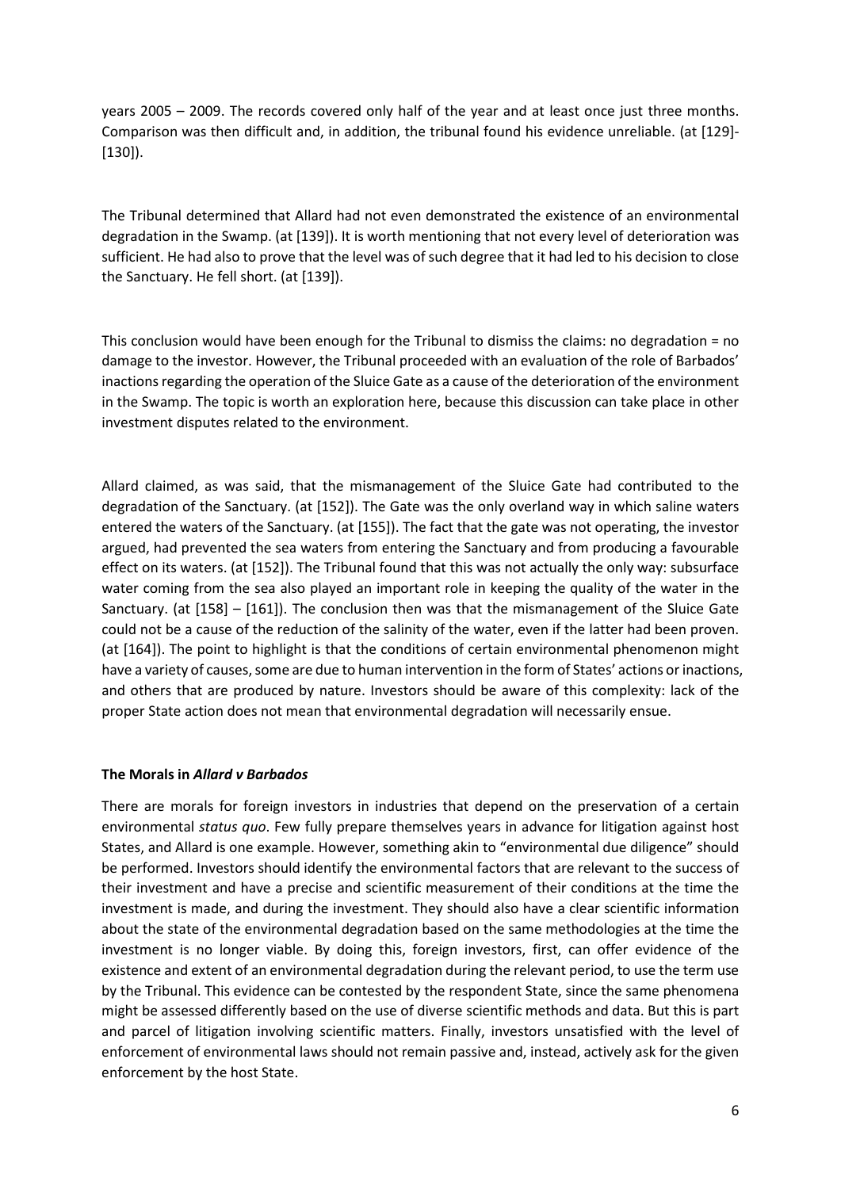years 2005 – 2009. The records covered only half of the year and at least once just three months. Comparison was then difficult and, in addition, the tribunal found his evidence unreliable. (at [129]-[130]).

The Tribunal determined that Allard had not even demonstrated the existence of an environmental degradation in the Swamp. (at [139]). It is worth mentioning that not every level of deterioration was sufficient. He had also to prove that the level was of such degree that it had led to his decision to close the Sanctuary. He fell short. (at [139]).

This conclusion would have been enough for the Tribunal to dismiss the claims: no degradation = no damage to the investor. However, the Tribunal proceeded with an evaluation of the role of Barbados' inactions regarding the operation of the Sluice Gate as a cause of the deterioration of the environment in the Swamp. The topic is worth an exploration here, because this discussion can take place in other investment disputes related to the environment.

Allard claimed, as was said, that the mismanagement of the Sluice Gate had contributed to the degradation of the Sanctuary. (at [152]). The Gate was the only overland way in which saline waters entered the waters of the Sanctuary. (at [155]). The fact that the gate was not operating, the investor argued, had prevented the sea waters from entering the Sanctuary and from producing a favourable effect on its waters. (at [152]). The Tribunal found that this was not actually the only way: subsurface water coming from the sea also played an important role in keeping the quality of the water in the Sanctuary. (at [158] – [161]). The conclusion then was that the mismanagement of the Sluice Gate could not be a cause of the reduction of the salinity of the water, even if the latter had been proven. (at [164]). The point to highlight is that the conditions of certain environmental phenomenon might have a variety of causes, some are due to human intervention in the form of States' actions or inactions, and others that are produced by nature. Investors should be aware of this complexity: lack of the proper State action does not mean that environmental degradation will necessarily ensue.

## The Morals in *Allard v Barbados*

There are morals for foreign investors in industries that depend on the preservation of a certain environmental *status quo*. Few fully prepare themselves years in advance for litigation against host States, and Allard is one example. However, something akin to "environmental due diligence" should be performed. Investors should identify the environmental factors that are relevant to the success of their investment and have a precise and scientific measurement of their conditions at the time the investment is made, and during the investment. They should also have a clear scientific information about the state of the environmental degradation based on the same methodologies at the time the investment is no longer viable. By doing this, foreign investors, first, can offer evidence of the existence and extent of an environmental degradation during the relevant period, to use the term use by the Tribunal. This evidence can be contested by the respondent State, since the same phenomena might be assessed differently based on the use of diverse scientific methods and data. But this is part and parcel of litigation involving scientific matters. Finally, investors unsatisfied with the level of enforcement of environmental laws should not remain passive and, instead, actively ask for the given enforcement by the host State.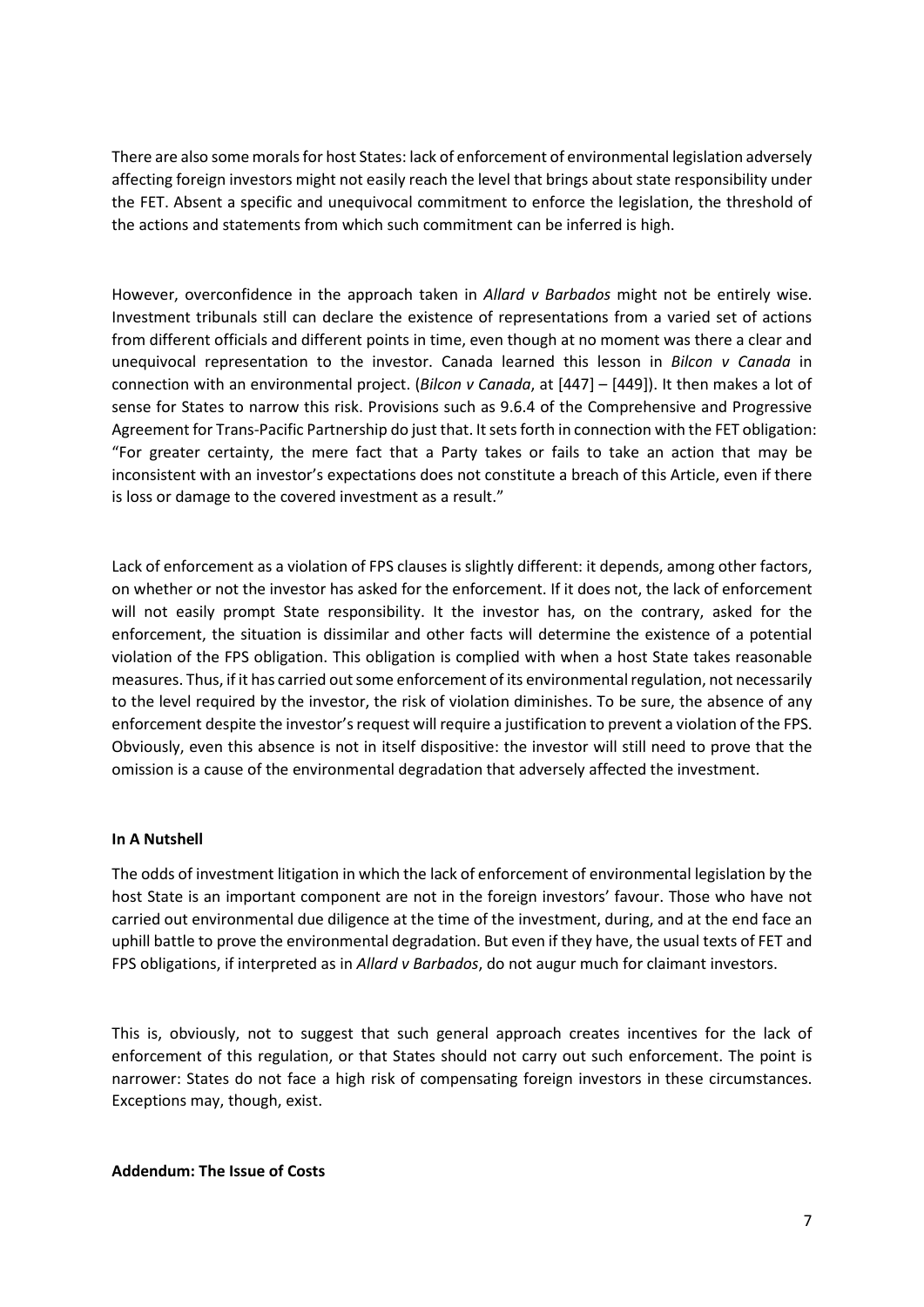There are also some morals for host States: lack of enforcement of environmental legislation adversely affecting foreign investors might not easily reach the level that brings about state responsibility under the FET. Absent a specific and unequivocal commitment to enforce the legislation, the threshold of the actions and statements from which such commitment can be inferred is high.

However, overconfidence in the approach taken in *Allard v Barbados* might not be entirely wise. Investment tribunals still can declare the existence of representations from a varied set of actions from different officials and different points in time, even though at no moment was there a clear and unequivocal representation to the investor. Canada learned this lesson in *Bilcon v Canada* in connection with an environmental project. (*Bilcon v Canada*, at [447] – [449]). It then makes a lot of sense for States to narrow this risk. Provisions such as 9.6.4 of the Comprehensive and Progressive Agreement for Trans-Pacific Partnership do just that. It sets forth in connection with the FET obligation: "For greater certainty, the mere fact that a Party takes or fails to take an action that may be inconsistent with an investor's expectations does not constitute a breach of this Article, even if there is loss or damage to the covered investment as a result."

Lack of enforcement as a violation of FPS clauses is slightly different: it depends, among other factors, on whether or not the investor has asked for the enforcement. If it does not, the lack of enforcement will not easily prompt State responsibility. It the investor has, on the contrary, asked for the enforcement, the situation is dissimilar and other facts will determine the existence of a potential violation of the FPS obligation. This obligation is complied with when a host State takes reasonable measures. Thus, if it has carried out some enforcement of its environmental regulation, not necessarily to the level required by the investor, the risk of violation diminishes. To be sure, the absence of any enforcement despite the investor's request will require a justification to prevent a violation of the FPS. Obviously, even this absence is not in itself dispositive: the investor will still need to prove that the omission is a cause of the environmental degradation that adversely affected the investment.

**In A Nutshell**

The odds of investment litigation in which the lack of enforcement of environmental legislation by the host State is an important component are not in the foreign investors' favour. Those who have not carried out environmental due diligence at the time of the investment, during, and at the end face an uphill battle to prove the environmental degradation. But even if they have, the usual texts of FET and FPS obligations, if interpreted as in *Allard v Barbados*, do not augur much for claimant investors.

This is, obviously, not to suggest that such general approach creates incentives for the lack of enforcement of this regulation, or that States should not carry out such enforcement. The point is narrower: States do not face a high risk of compensating foreign investors in these circumstances. Exceptions may, though, exist.

**Addendum: The Issue of Costs**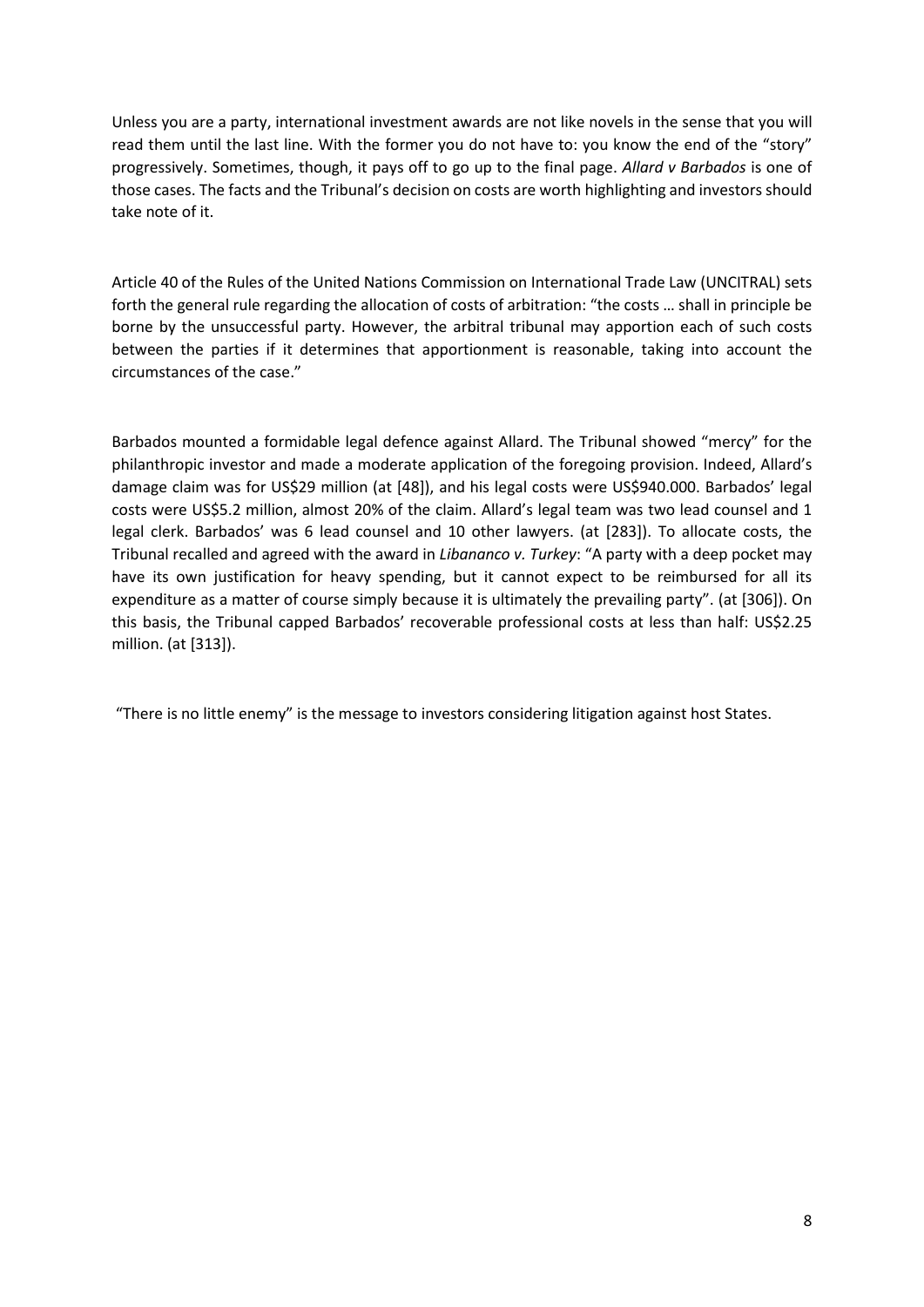Unless you are a party, international investment awards are not like novels in the sense that you will read them until the last line. With the former you do not have to: you know the end of the "story" progressively. Sometimes, though, it pays off to go up to the final page. *Allard v Barbados* is one of those cases. The facts and the Tribunal's decision on costs are worth highlighting and investors should take note of it.

Article 40 of the Rules of the United Nations Commission on International Trade Law (UNCITRAL) sets forth the general rule regarding the allocation of costs of arbitration: "the costs … shall in principle be borne by the unsuccessful party. However, the arbitral tribunal may apportion each of such costs between the parties if it determines that apportionment is reasonable, taking into account the circumstances of the case."

Barbados mounted a formidable legal defence against Allard. The Tribunal showed "mercy" for the philanthropic investor and made a moderate application of the foregoing provision. Indeed, Allard's damage claim was for US$29 million (at [48]), and his legal costs were US$940.000. Barbados' legal costs were US$5.2 million, almost 20% of the claim. Allard's legal team was two lead counsel and 1 legal clerk. Barbados' was 6 lead counsel and 10 other lawyers. (at [283]). To allocate costs, the Tribunal recalled and agreed with the award in *Libananco v. Turkey*: "A party with a deep pocket may have its own justification for heavy spending, but it cannot expect to be reimbursed for all its expenditure as a matter of course simply because it is ultimately the prevailing party". (at [306]). On this basis, the Tribunal capped Barbados' recoverable professional costs at less than half: US$2.25 million. (at [313]).

"There is no little enemy" is the message to investors considering litigation against host States.